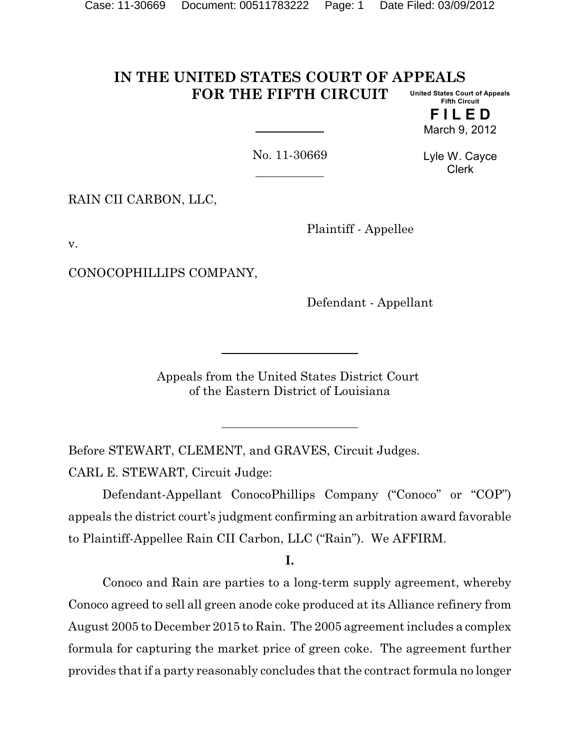# IN THE UNITED STATES COURT OF APPEALS FOR THE FIFTH CIRCUIT

United States Court of Appeals
Fifth Circuit

**FILED**

March 9, 2012

Lyle W. Cayce
Clerk

No. 11-30669

RAIN CII CARBON, LLC,

Plaintiff - Appellee

v.

CONOCOPHILLIPS COMPANY,

Defendant - Appellant

Appeals from the United States District Court
of the Eastern District of Louisiana

Before STEWART, CLEMENT, and GRAVES, Circuit Judges.

CARL E. STEWART, Circuit Judge:

Defendant-Appellant ConocoPhillips Company ("Conoco" or "COP") appeals the district court's judgment confirming an arbitration award favorable to Plaintiff-Appellee Rain CII Carbon, LLC ("Rain"). We AFFIRM.

**I.**

Conoco and Rain are parties to a long-term supply agreement, whereby Conoco agreed to sell all green anode coke produced at its Alliance refinery from August 2005 to December 2015 to Rain. The 2005 agreement includes a complex formula for capturing the market price of green coke. The agreement further provides that if a party reasonably concludes that the contract formula no longer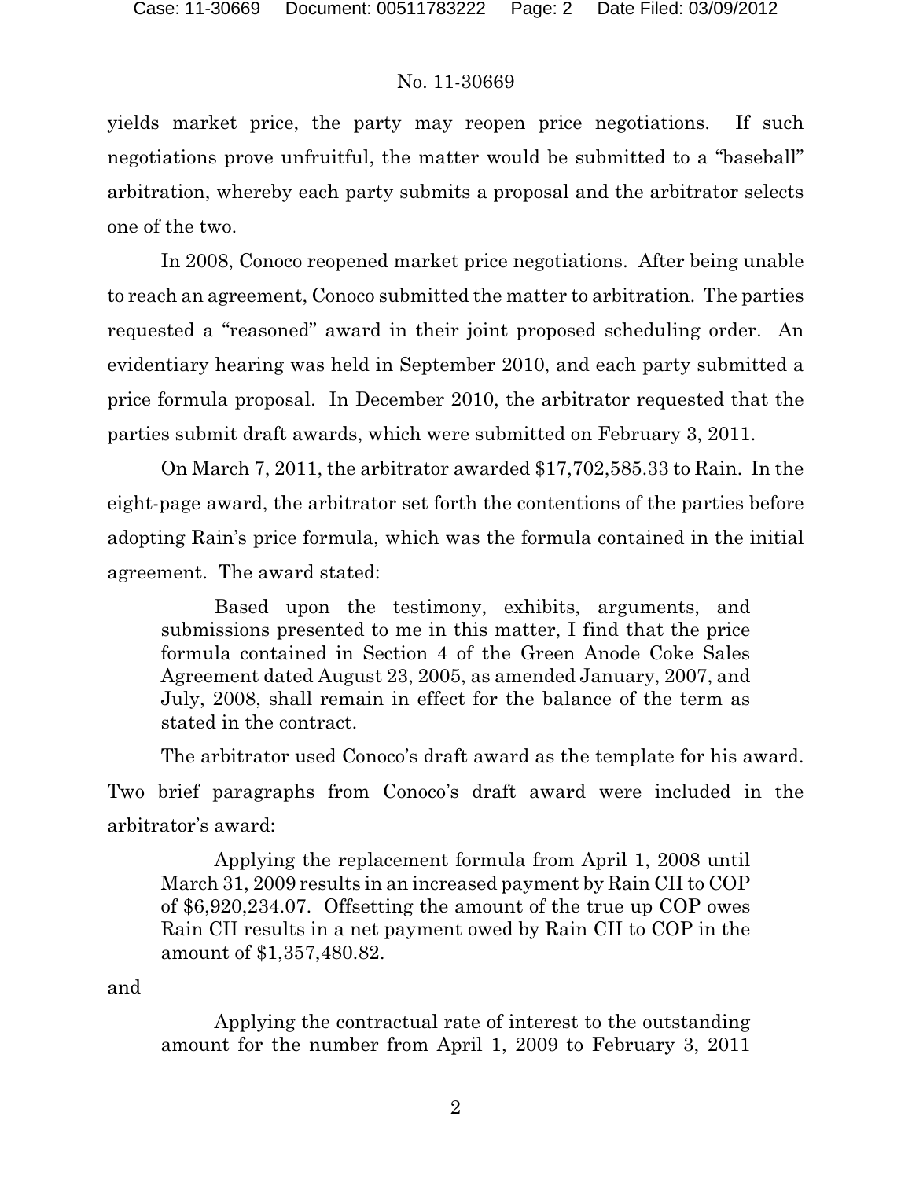yields market price, the party may reopen price negotiations. If such negotiations prove unfruitful, the matter would be submitted to a "baseball" arbitration, whereby each party submits a proposal and the arbitrator selects one of the two.

In 2008, Conoco reopened market price negotiations. After being unable to reach an agreement, Conoco submitted the matter to arbitration. The parties requested a "reasoned" award in their joint proposed scheduling order. An evidentiary hearing was held in September 2010, and each party submitted a price formula proposal. In December 2010, the arbitrator requested that the parties submit draft awards, which were submitted on February 3, 2011.

On March 7, 2011, the arbitrator awarded $17,702,585.33 to Rain. In the eight-page award, the arbitrator set forth the contentions of the parties before adopting Rain's price formula, which was the formula contained in the initial agreement. The award stated:

> Based upon the testimony, exhibits, arguments, and submissions presented to me in this matter, I find that the price formula contained in Section 4 of the Green Anode Coke Sales Agreement dated August 23, 2005, as amended January, 2007, and July, 2008, shall remain in effect for the balance of the term as stated in the contract.

The arbitrator used Conoco's draft award as the template for his award. Two brief paragraphs from Conoco's draft award were included in the arbitrator's award:

> Applying the replacement formula from April 1, 2008 until March 31, 2009 results in an increased payment by Rain CII to COP of $6,920,234.07. Offsetting the amount of the true up COP owes Rain CII results in a net payment owed by Rain CII to COP in the amount of $1,357,480.82.

and

> Applying the contractual rate of interest to the outstanding amount for the number from April 1, 2009 to February 3, 2011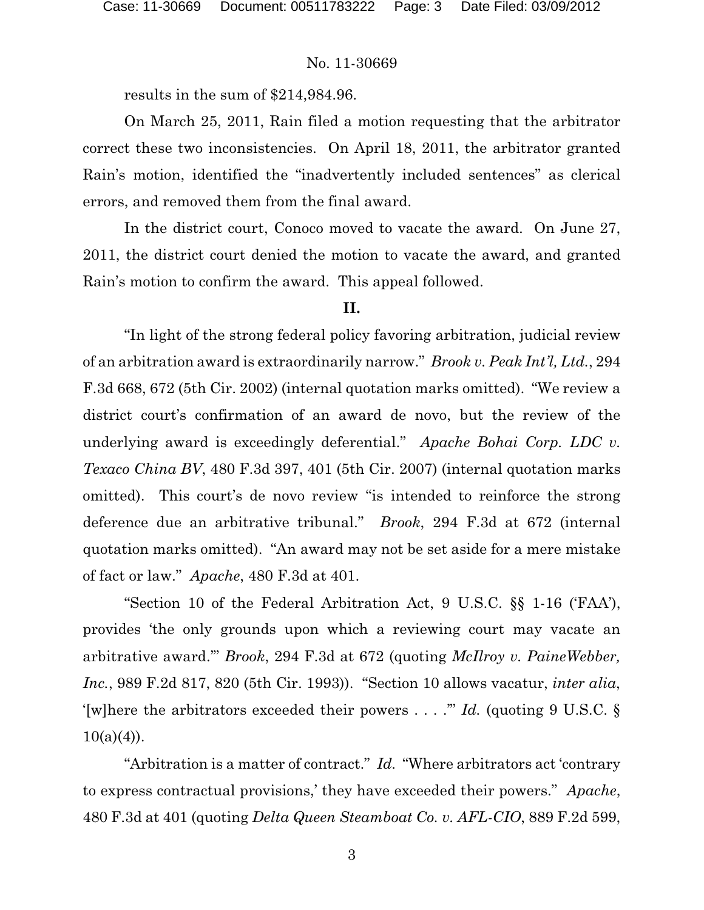results in the sum of $214,984.96.

On March 25, 2011, Rain filed a motion requesting that the arbitrator correct these two inconsistencies. On April 18, 2011, the arbitrator granted Rain's motion, identified the "inadvertently included sentences" as clerical errors, and removed them from the final award.

In the district court, Conoco moved to vacate the award. On June 27, 2011, the district court denied the motion to vacate the award, and granted Rain's motion to confirm the award. This appeal followed.

## II.

"In light of the strong federal policy favoring arbitration, judicial review of an arbitration award is extraordinarily narrow." *Brook v. Peak Int'l, Ltd.*, 294 F.3d 668, 672 (5th Cir. 2002) (internal quotation marks omitted). "We review a district court's confirmation of an award de novo, but the review of the underlying award is exceedingly deferential." *Apache Bohai Corp. LDC v. Texaco China BV*, 480 F.3d 397, 401 (5th Cir. 2007) (internal quotation marks omitted). This court's de novo review "is intended to reinforce the strong deference due an arbitrative tribunal." *Brook*, 294 F.3d at 672 (internal quotation marks omitted). "An award may not be set aside for a mere mistake of fact or law." *Apache*, 480 F.3d at 401.

"Section 10 of the Federal Arbitration Act, 9 U.S.C. §§ 1-16 ('FAA'), provides 'the only grounds upon which a reviewing court may vacate an arbitrative award.'" *Brook*, 294 F.3d at 672 (quoting *McIlroy v. PaineWebber, Inc.*, 989 F.2d 817, 820 (5th Cir. 1993)). "Section 10 allows vacatur, *inter alia*, '[w]here the arbitrators exceeded their powers . . . .'" *Id.* (quoting 9 U.S.C. § 10(a)(4)).

"Arbitration is a matter of contract." *Id.* "Where arbitrators act 'contrary to express contractual provisions,' they have exceeded their powers." *Apache*, 480 F.3d at 401 (quoting *Delta Queen Steamboat Co. v. AFL-CIO*, 889 F.2d 599,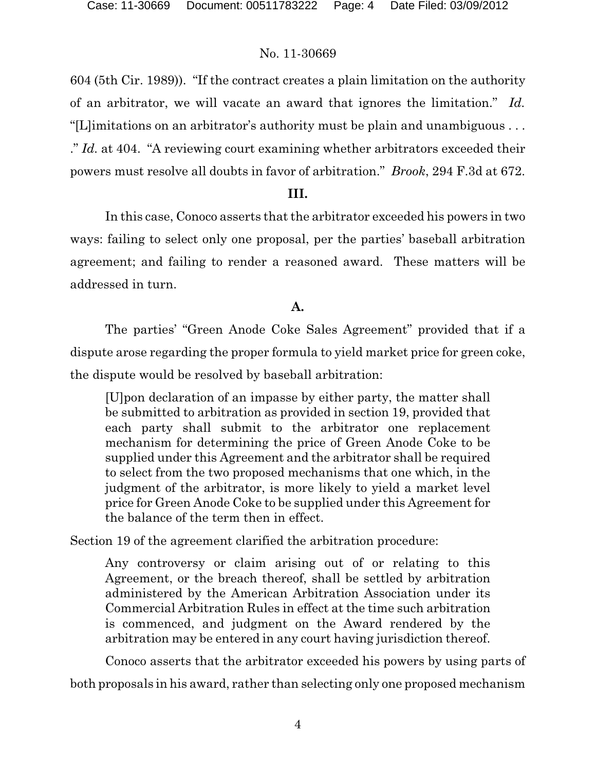604 (5th Cir. 1989)). "If the contract creates a plain limitation on the authority of an arbitrator, we will vacate an award that ignores the limitation." *Id.* "[L]imitations on an arbitrator's authority must be plain and unambiguous . . . ." *Id.* at 404. "A reviewing court examining whether arbitrators exceeded their powers must resolve all doubts in favor of arbitration." *Brook*, 294 F.3d at 672.

## III.

In this case, Conoco asserts that the arbitrator exceeded his powers in two ways: failing to select only one proposal, per the parties' baseball arbitration agreement; and failing to render a reasoned award. These matters will be addressed in turn.

### A.

The parties' "Green Anode Coke Sales Agreement" provided that if a dispute arose regarding the proper formula to yield market price for green coke, the dispute would be resolved by baseball arbitration:

> [U]pon declaration of an impasse by either party, the matter shall be submitted to arbitration as provided in section 19, provided that each party shall submit to the arbitrator one replacement mechanism for determining the price of Green Anode Coke to be supplied under this Agreement and the arbitrator shall be required to select from the two proposed mechanisms that one which, in the judgment of the arbitrator, is more likely to yield a market level price for Green Anode Coke to be supplied under this Agreement for the balance of the term then in effect.

Section 19 of the agreement clarified the arbitration procedure:

> Any controversy or claim arising out of or relating to this Agreement, or the breach thereof, shall be settled by arbitration administered by the American Arbitration Association under its Commercial Arbitration Rules in effect at the time such arbitration is commenced, and judgment on the Award rendered by the arbitration may be entered in any court having jurisdiction thereof.

Conoco asserts that the arbitrator exceeded his powers by using parts of both proposals in his award, rather than selecting only one proposed mechanism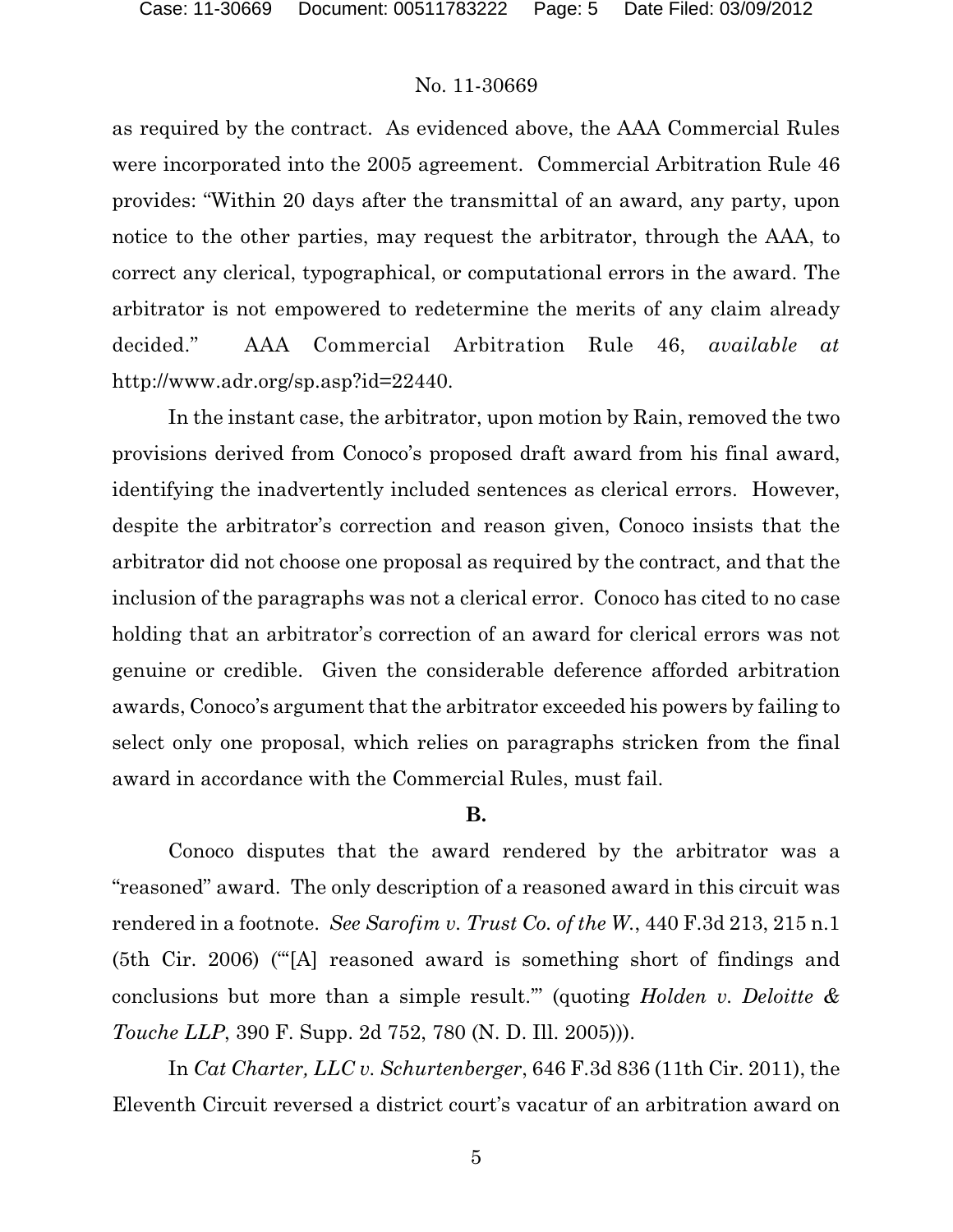as required by the contract. As evidenced above, the AAA Commercial Rules were incorporated into the 2005 agreement. Commercial Arbitration Rule 46 provides: "Within 20 days after the transmittal of an award, any party, upon notice to the other parties, may request the arbitrator, through the AAA, to correct any clerical, typographical, or computational errors in the award. The arbitrator is not empowered to redetermine the merits of any claim already decided." AAA Commercial Arbitration Rule 46, *available at* http://www.adr.org/sp.asp?id=22440.

In the instant case, the arbitrator, upon motion by Rain, removed the two provisions derived from Conoco's proposed draft award from his final award, identifying the inadvertently included sentences as clerical errors. However, despite the arbitrator's correction and reason given, Conoco insists that the arbitrator did not choose one proposal as required by the contract, and that the inclusion of the paragraphs was not a clerical error. Conoco has cited to no case holding that an arbitrator's correction of an award for clerical errors was not genuine or credible. Given the considerable deference afforded arbitration awards, Conoco's argument that the arbitrator exceeded his powers by failing to select only one proposal, which relies on paragraphs stricken from the final award in accordance with the Commercial Rules, must fail.

**B.**

Conoco disputes that the award rendered by the arbitrator was a "reasoned" award. The only description of a reasoned award in this circuit was rendered in a footnote. *See Sarofim v. Trust Co. of the W.*, 440 F.3d 213, 215 n.1 (5th Cir. 2006) ("'[A] reasoned award is something short of findings and conclusions but more than a simple result.'" (quoting *Holden v. Deloitte & Touche LLP*, 390 F. Supp. 2d 752, 780 (N. D. Ill. 2005))).

In *Cat Charter, LLC v. Schurtenberger*, 646 F.3d 836 (11th Cir. 2011), the Eleventh Circuit reversed a district court's vacatur of an arbitration award on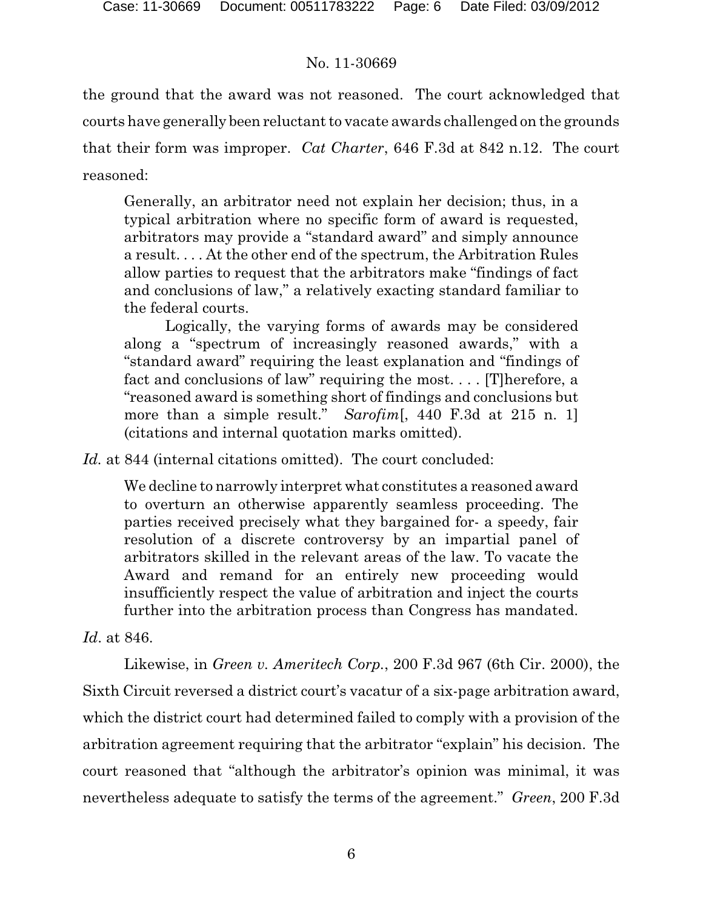the ground that the award was not reasoned. The court acknowledged that courts have generally been reluctant to vacate awards challenged on the grounds that their form was improper. *Cat Charter*, 646 F.3d at 842 n.12. The court reasoned:

> Generally, an arbitrator need not explain her decision; thus, in a typical arbitration where no specific form of award is requested, arbitrators may provide a "standard award" and simply announce a result. . . . At the other end of the spectrum, the Arbitration Rules allow parties to request that the arbitrators make "findings of fact and conclusions of law," a relatively exacting standard familiar to the federal courts.
>
> Logically, the varying forms of awards may be considered along a "spectrum of increasingly reasoned awards," with a "standard award" requiring the least explanation and "findings of fact and conclusions of law" requiring the most. . . . [T]herefore, a "reasoned award is something short of findings and conclusions but more than a simple result." *Sarofim*[, 440 F.3d at 215 n. 1] (citations and internal quotation marks omitted).

*Id.* at 844 (internal citations omitted). The court concluded:

> We decline to narrowly interpret what constitutes a reasoned award to overturn an otherwise apparently seamless proceeding. The parties received precisely what they bargained for- a speedy, fair resolution of a discrete controversy by an impartial panel of arbitrators skilled in the relevant areas of the law. To vacate the Award and remand for an entirely new proceeding would insufficiently respect the value of arbitration and inject the courts further into the arbitration process than Congress has mandated.

*Id*. at 846.

Likewise, in *Green v. Ameritech Corp.*, 200 F.3d 967 (6th Cir. 2000), the Sixth Circuit reversed a district court's vacatur of a six-page arbitration award, which the district court had determined failed to comply with a provision of the arbitration agreement requiring that the arbitrator "explain" his decision. The court reasoned that "although the arbitrator's opinion was minimal, it was nevertheless adequate to satisfy the terms of the agreement." *Green*, 200 F.3d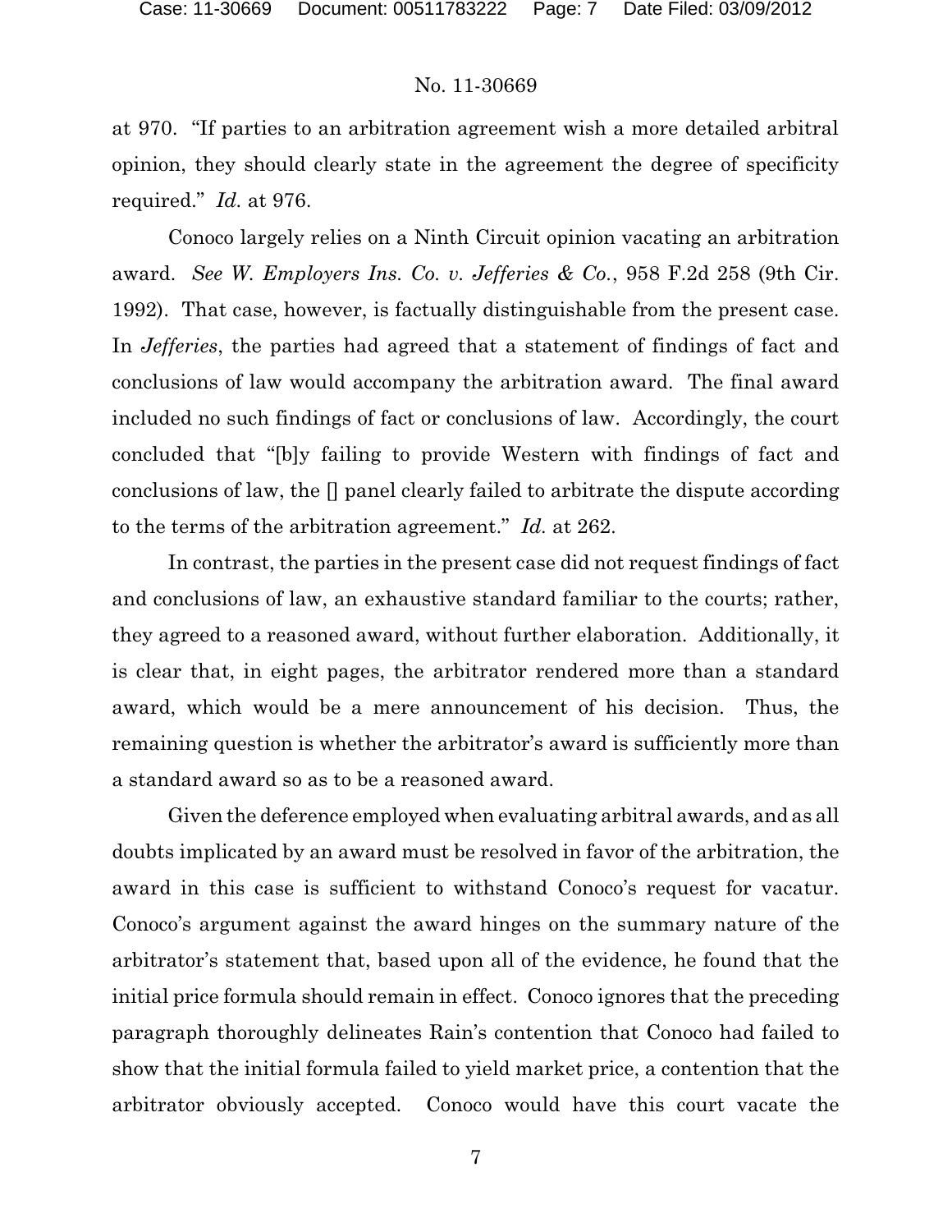at 970. "If parties to an arbitration agreement wish a more detailed arbitral opinion, they should clearly state in the agreement the degree of specificity required." *Id.* at 976.

Conoco largely relies on a Ninth Circuit opinion vacating an arbitration award. *See W. Employers Ins. Co. v. Jefferies & Co.*, 958 F.2d 258 (9th Cir. 1992). That case, however, is factually distinguishable from the present case. In *Jefferies*, the parties had agreed that a statement of findings of fact and conclusions of law would accompany the arbitration award. The final award included no such findings of fact or conclusions of law. Accordingly, the court concluded that "[b]y failing to provide Western with findings of fact and conclusions of law, the [] panel clearly failed to arbitrate the dispute according to the terms of the arbitration agreement." *Id.* at 262.

In contrast, the parties in the present case did not request findings of fact and conclusions of law, an exhaustive standard familiar to the courts; rather, they agreed to a reasoned award, without further elaboration. Additionally, it is clear that, in eight pages, the arbitrator rendered more than a standard award, which would be a mere announcement of his decision. Thus, the remaining question is whether the arbitrator's award is sufficiently more than a standard award so as to be a reasoned award.

Given the deference employed when evaluating arbitral awards, and as all doubts implicated by an award must be resolved in favor of the arbitration, the award in this case is sufficient to withstand Conoco's request for vacatur. Conoco's argument against the award hinges on the summary nature of the arbitrator's statement that, based upon all of the evidence, he found that the initial price formula should remain in effect. Conoco ignores that the preceding paragraph thoroughly delineates Rain's contention that Conoco had failed to show that the initial formula failed to yield market price, a contention that the arbitrator obviously accepted. Conoco would have this court vacate the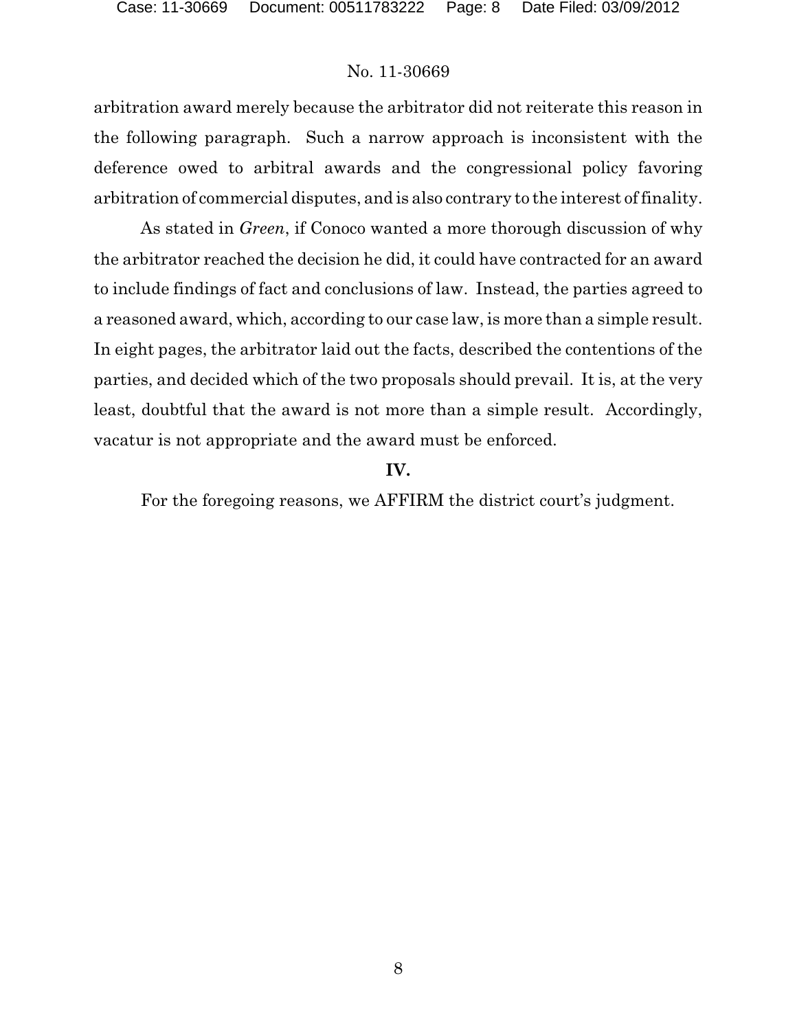arbitration award merely because the arbitrator did not reiterate this reason in the following paragraph. Such a narrow approach is inconsistent with the deference owed to arbitral awards and the congressional policy favoring arbitration of commercial disputes, and is also contrary to the interest of finality.

As stated in *Green*, if Conoco wanted a more thorough discussion of why the arbitrator reached the decision he did, it could have contracted for an award to include findings of fact and conclusions of law. Instead, the parties agreed to a reasoned award, which, according to our case law, is more than a simple result. In eight pages, the arbitrator laid out the facts, described the contentions of the parties, and decided which of the two proposals should prevail. It is, at the very least, doubtful that the award is not more than a simple result. Accordingly, vacatur is not appropriate and the award must be enforced.

## IV.

For the foregoing reasons, we AFFIRM the district court's judgment.